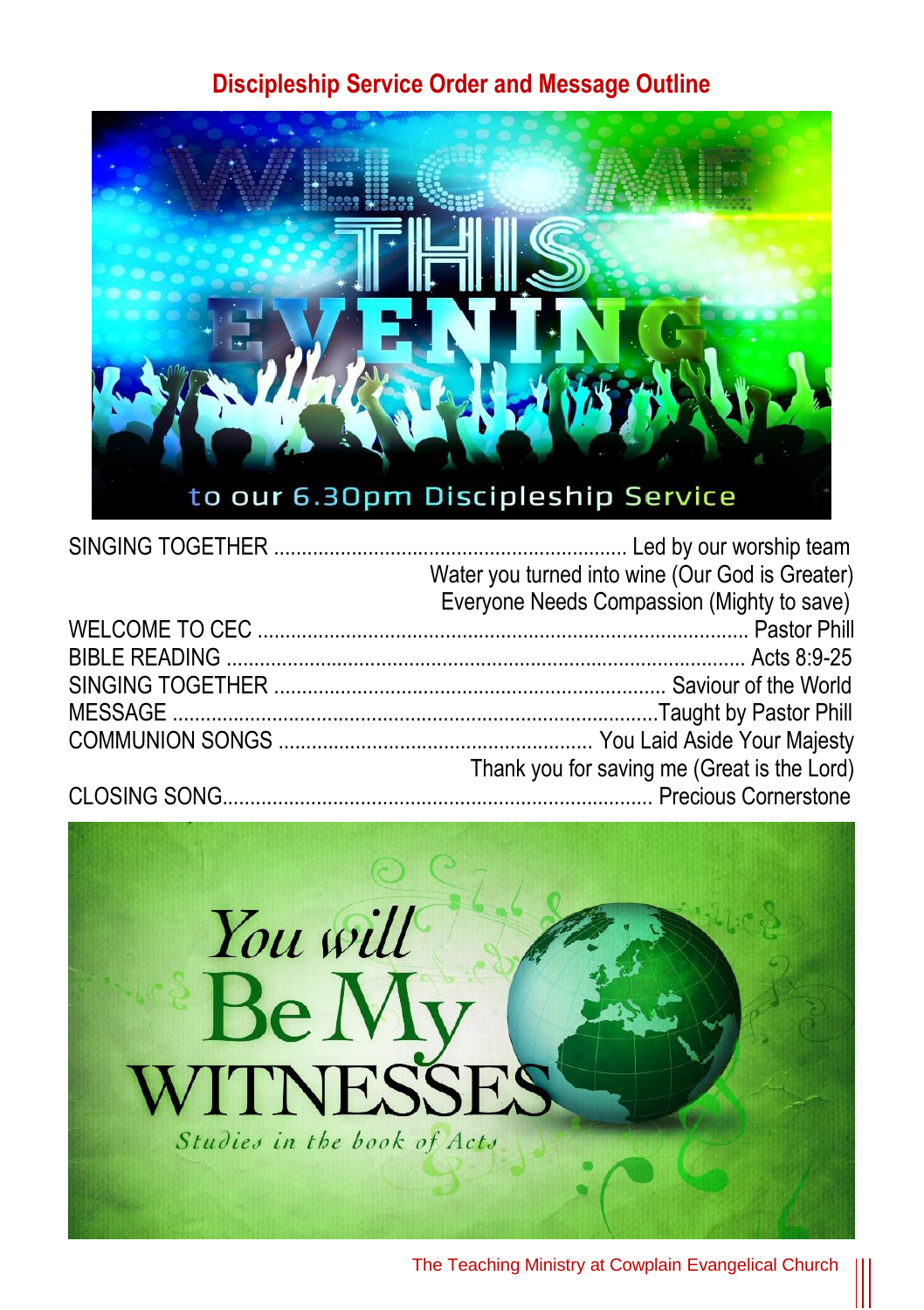## Discipleship Service Order and Message Outline

| | |
|---|---|
| SINGING TOGETHER | Led by our worship team |
| | Water you turned into wine (Our God is Greater) |
| | Everyone Needs Compassion (Mighty to save) |
| WELCOME TO CEC | Pastor Phill |
| BIBLE READING | Acts 8:9-25 |
| SINGING TOGETHER | Saviour of the World |
| MESSAGE | Taught by Pastor Phill |
| COMMUNION SONGS | You Laid Aside Your Majesty |
| | Thank you for saving me (Great is the Lord) |
| CLOSING SONG | Precious Cornerstone |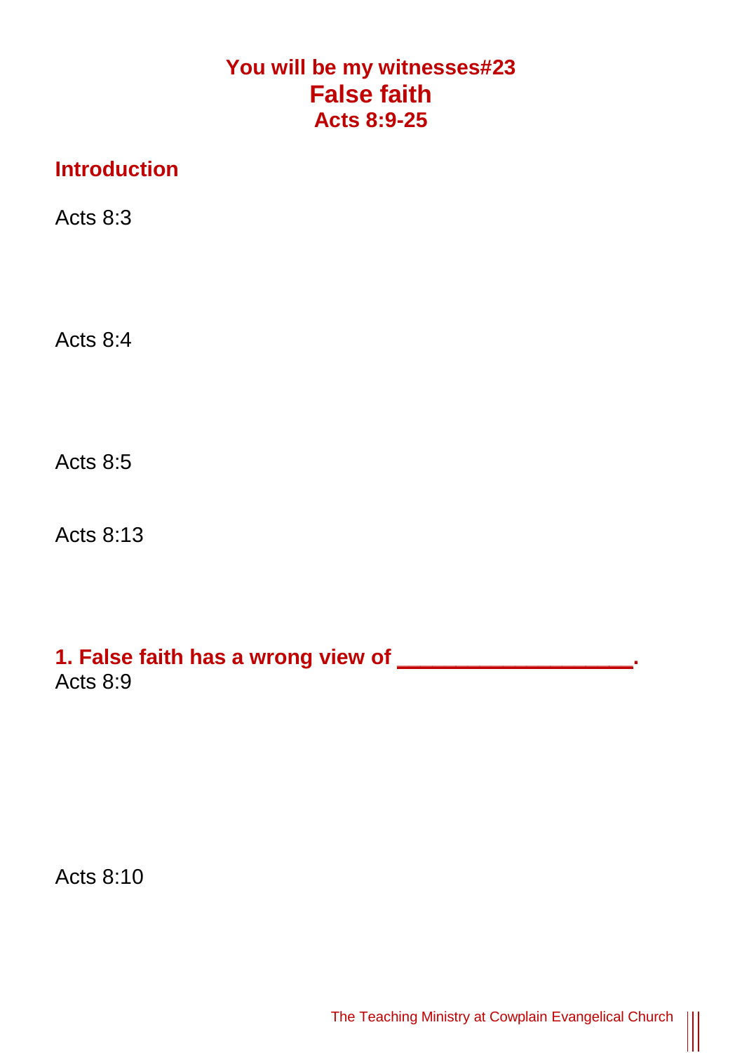# You will be my witnesses#23
# False faith
### Acts 8:9-25

## Introduction

Acts 8:3

Acts 8:4

Acts 8:5

Acts 8:13

## 1. False faith has a wrong view of ___________________.

Acts 8:9

Acts 8:10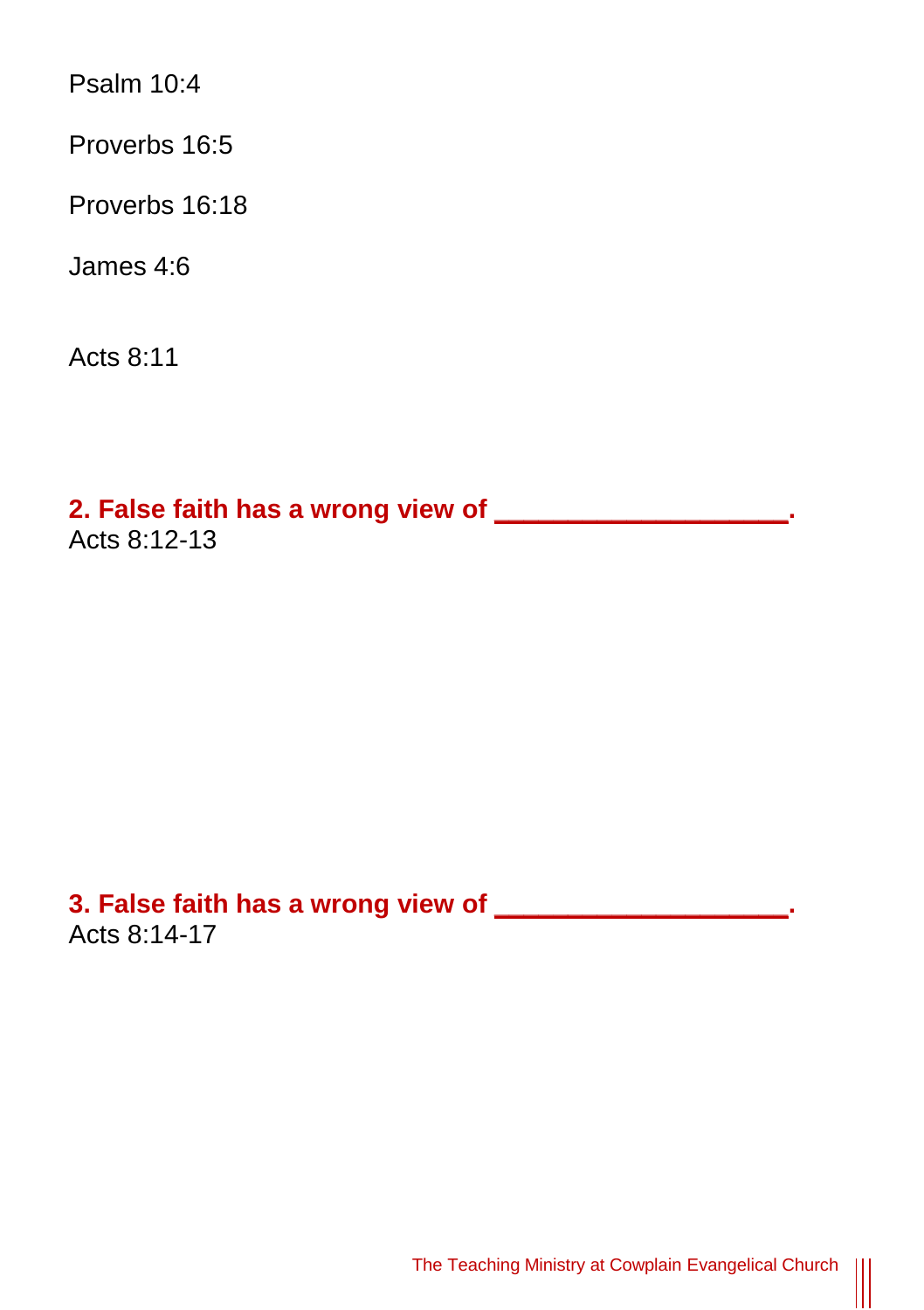Psalm 10:4

Proverbs 16:5

Proverbs 16:18

James 4:6

Acts 8:11

**2. False faith has a wrong view of ___________________.**

Acts 8:12-13

**3. False faith has a wrong view of ___________________.**

Acts 8:14-17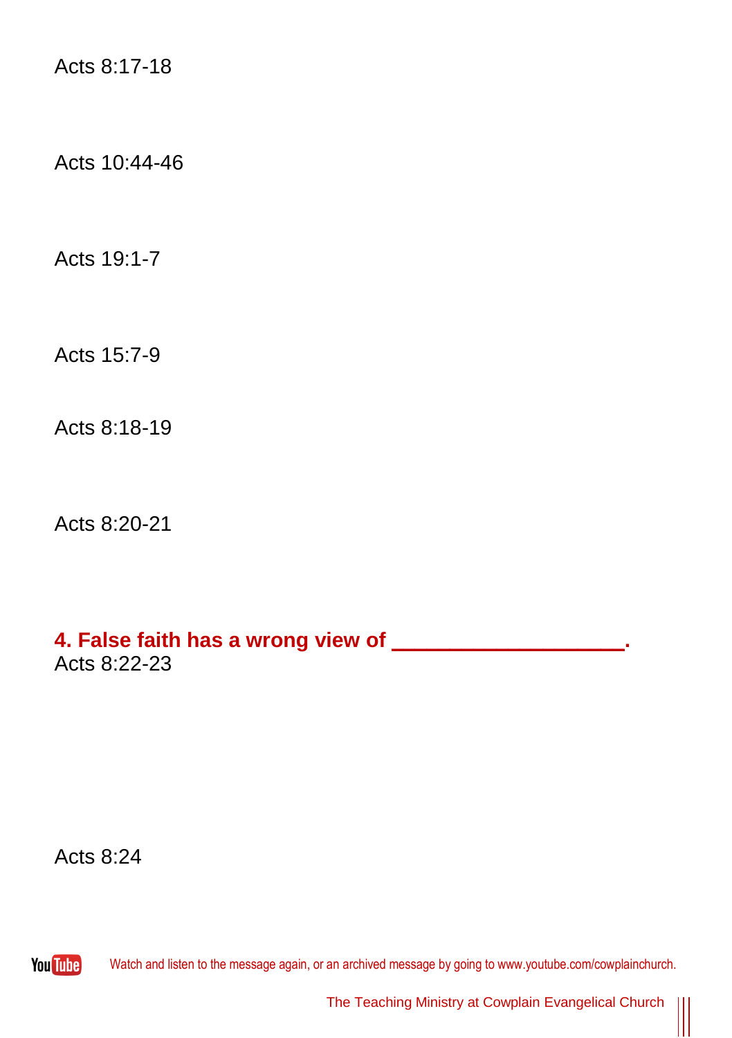Acts 8:17-18

Acts 10:44-46

Acts 19:1-7

Acts 15:7-9

Acts 8:18-19

Acts 8:20-21

**4. False faith has a wrong view of \_\_\_\_\_\_\_\_\_\_\_\_\_\_\_\_\_\_\_\_.**

Acts 8:22-23

Acts 8:24

Watch and listen to the message again, or an archived message by going to www.youtube.com/cowplainchurch.

The Teaching Ministry at Cowplain Evangelical Church